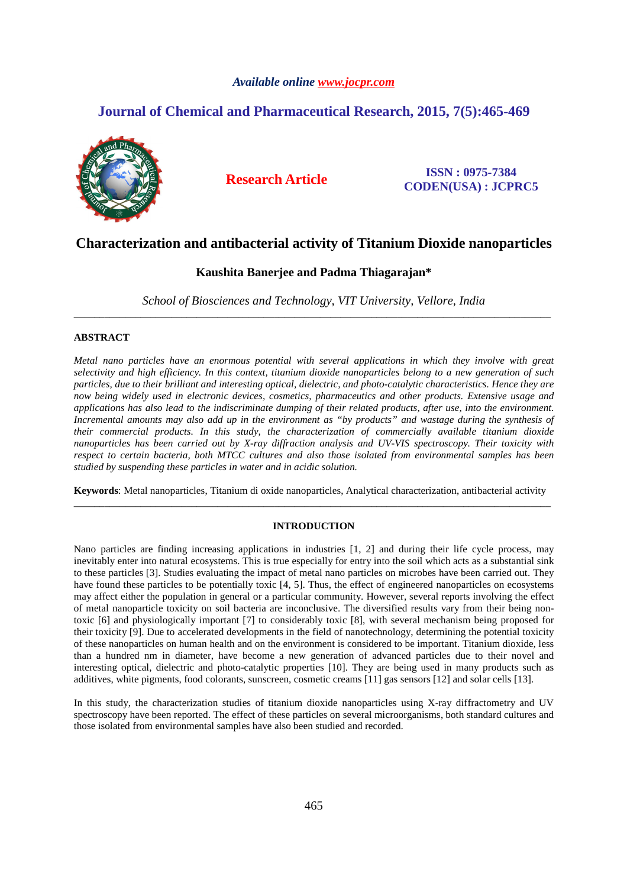# Characterization and antibacterial activity of Titanium Dioxide nanoparticles

**Kaushita Banerjee and Padma Thiagarajan***

*School of Biosciences and Technology, VIT University, Vellore, India*

---

## ABSTRACT

*Metal nano particles have an enormous potential with several applications in which they involve with great selectivity and high efficiency. In this context, titanium dioxide nanoparticles belong to a new generation of such particles, due to their brilliant and interesting optical, dielectric, and photo-catalytic characteristics. Hence they are now being widely used in electronic devices, cosmetics, pharmaceutics and other products. Extensive usage and applications has also lead to the indiscriminate dumping of their related products, after use, into the environment. Incremental amounts may also add up in the environment as "by products" and wastage during the synthesis of their commercial products. In this study, the characterization of commercially available titanium dioxide nanoparticles has been carried out by X-ray diffraction analysis and UV-VIS spectroscopy. Their toxicity with respect to certain bacteria, both MTCC cultures and also those isolated from environmental samples has been studied by suspending these particles in water and in acidic solution.*

**Keywords**: Metal nanoparticles, Titanium di oxide nanoparticles, Analytical characterization, antibacterial activity

---

## INTRODUCTION

Nano particles are finding increasing applications in industries [1, 2] and during their life cycle process, may inevitably enter into natural ecosystems. This is true especially for entry into the soil which acts as a substantial sink to these particles [3]. Studies evaluating the impact of metal nano particles on microbes have been carried out. They have found these particles to be potentially toxic [4, 5]. Thus, the effect of engineered nanoparticles on ecosystems may affect either the population in general or a particular community. However, several reports involving the effect of metal nanoparticle toxicity on soil bacteria are inconclusive. The diversified results vary from their being non-toxic [6] and physiologically important [7] to considerably toxic [8], with several mechanism being proposed for their toxicity [9]. Due to accelerated developments in the field of nanotechnology, determining the potential toxicity of these nanoparticles on human health and on the environment is considered to be important. Titanium dioxide, less than a hundred nm in diameter, have become a new generation of advanced particles due to their novel and interesting optical, dielectric and photo-catalytic properties [10]. They are being used in many products such as additives, white pigments, food colorants, sunscreen, cosmetic creams [11] gas sensors [12] and solar cells [13].

In this study, the characterization studies of titanium dioxide nanoparticles using X-ray diffractometry and UV spectroscopy have been reported. The effect of these particles on several microorganisms, both standard cultures and those isolated from environmental samples have also been studied and recorded.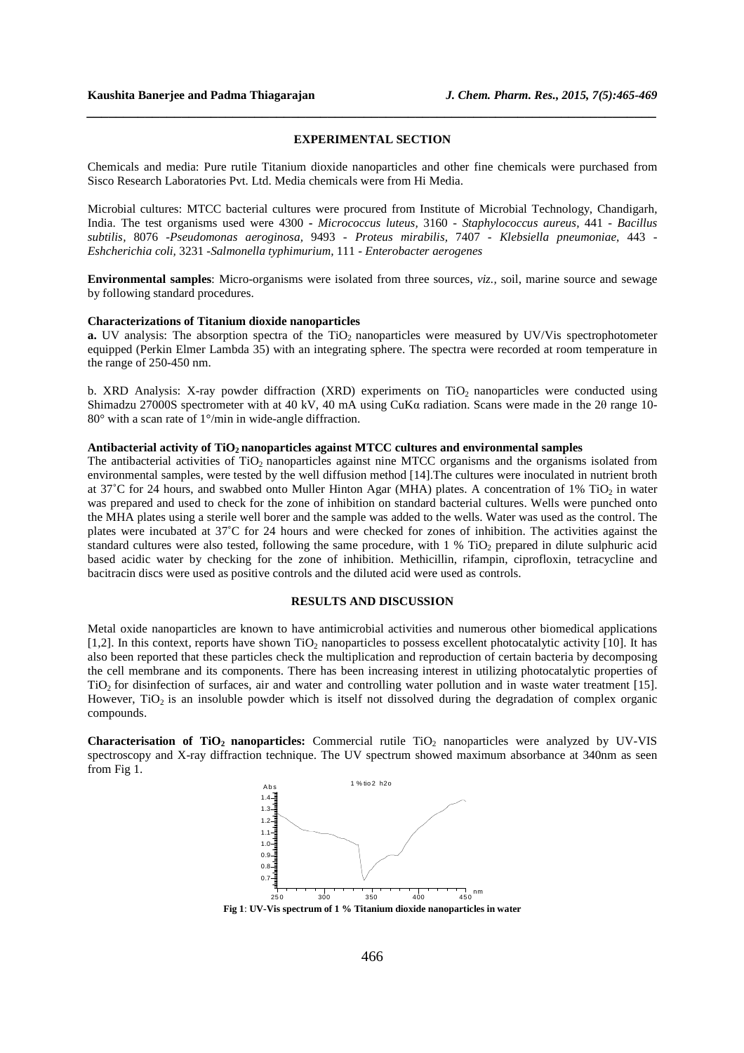## EXPERIMENTAL SECTION

Chemicals and media: Pure rutile Titanium dioxide nanoparticles and other fine chemicals were purchased from Sisco Research Laboratories Pvt. Ltd. Media chemicals were from Hi Media.

Microbial cultures: MTCC bacterial cultures were procured from Institute of Microbial Technology, Chandigarh, India. The test organisms used were 4300 - *Micrococcus luteus*, 3160 - *Staphylococcus aureus*, 441 - *Bacillus subtilis*, 8076 -*Pseudomonas aeroginosa*, 9493 - *Proteus mirabilis*, 7407 - *Klebsiella pneumoniae*, 443 - *Eshcherichia coli*, 3231 -*Salmonella typhimurium*, 111 - *Enterobacter aerogenes*

**Environmental samples**: Micro-organisms were isolated from three sources, *viz.*, soil, marine source and sewage by following standard procedures.

### Characterizations of Titanium dioxide nanoparticles

**a.** UV analysis: The absorption spectra of the $TiO_2$ nanoparticles were measured by UV/Vis spectrophotometer equipped (Perkin Elmer Lambda 35) with an integrating sphere. The spectra were recorded at room temperature in the range of 250-450 nm.

b. XRD Analysis: X-ray powder diffraction (XRD) experiments on $TiO_2$ nanoparticles were conducted using Shimadzu 27000S spectrometer with at 40 kV, 40 mA using CuKα radiation. Scans were made in the 2θ range 10-80° with a scan rate of 1°/min in wide-angle diffraction.

### Antibacterial activity of $TiO_2$ nanoparticles against MTCC cultures and environmental samples

The antibacterial activities of $TiO_2$ nanoparticles against nine MTCC organisms and the organisms isolated from environmental samples, were tested by the well diffusion method [14].The cultures were inoculated in nutrient broth at 37˚C for 24 hours, and swabbed onto Muller Hinton Agar (MHA) plates. A concentration of 1% $TiO_2$ in water was prepared and used to check for the zone of inhibition on standard bacterial cultures. Wells were punched onto the MHA plates using a sterile well borer and the sample was added to the wells. Water was used as the control. The plates were incubated at 37˚C for 24 hours and were checked for zones of inhibition. The activities against the standard cultures were also tested, following the same procedure, with 1 % $TiO_2$ prepared in dilute sulphuric acid based acidic water by checking for the zone of inhibition. Methicillin, rifampin, ciprofloxin, tetracycline and bacitracin discs were used as positive controls and the diluted acid were used as controls.

## RESULTS AND DISCUSSION

Metal oxide nanoparticles are known to have antimicrobial activities and numerous other biomedical applications [1,2]. In this context, reports have shown $TiO_2$ nanoparticles to possess excellent photocatalytic activity [10]. It has also been reported that these particles check the multiplication and reproduction of certain bacteria by decomposing the cell membrane and its components. There has been increasing interest in utilizing photocatalytic properties of $TiO_2$ for disinfection of surfaces, air and water and controlling water pollution and in waste water treatment [15]. However, $TiO_2$ is an insoluble powder which is itself not dissolved during the degradation of complex organic compounds.

**Characterisation of $TiO_2$ nanoparticles:** Commercial rutile $TiO_2$ nanoparticles were analyzed by UV-VIS spectroscopy and X-ray diffraction technique. The UV spectrum showed maximum absorbance at 340nm as seen from Fig 1.

**Fig 1**: **UV-Vis spectrum of 1 % Titanium dioxide nanoparticles in water**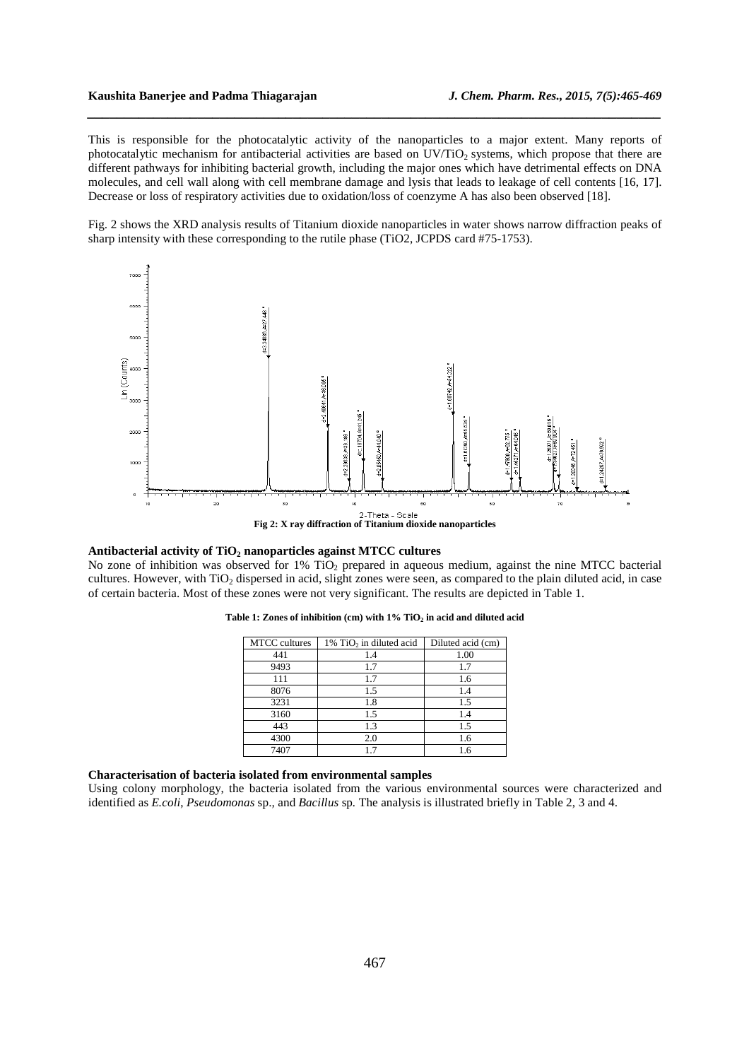This is responsible for the photocatalytic activity of the nanoparticles to a major extent. Many reports of photocatalytic mechanism for antibacterial activities are based on UV/$TiO_2$ systems, which propose that there are different pathways for inhibiting bacterial growth, including the major ones which have detrimental effects on DNA molecules, and cell wall along with cell membrane damage and lysis that leads to leakage of cell contents [16, 17]. Decrease or loss of respiratory activities due to oxidation/loss of coenzyme A has also been observed [18].

Fig. 2 shows the XRD analysis results of Titanium dioxide nanoparticles in water shows narrow diffraction peaks of sharp intensity with these corresponding to the rutile phase (TiO2, JCPDS card #75-1753).

**Fig 2: X ray diffraction of Titanium dioxide nanoparticles**

### Antibacterial activity of $TiO_2$ nanoparticles against MTCC cultures

No zone of inhibition was observed for 1% $TiO_2$ prepared in aqueous medium, against the nine MTCC bacterial cultures. However, with $TiO_2$ dispersed in acid, slight zones were seen, as compared to the plain diluted acid, in case of certain bacteria. Most of these zones were not very significant. The results are depicted in Table 1.

**Table 1: Zones of inhibition (cm) with 1% $TiO_2$ in acid and diluted acid**

| MTCC cultures | 1% $TiO_2$ in diluted acid | Diluted acid (cm) |
|---|---|---|
| 441 | 1.4 | 1.00 |
| 9493 | 1.7 | 1.7 |
| 111 | 1.7 | 1.6 |
| 8076 | 1.5 | 1.4 |
| 3231 | 1.8 | 1.5 |
| 3160 | 1.5 | 1.4 |
| 443 | 1.3 | 1.5 |
| 4300 | 2.0 | 1.6 |
| 7407 | 1.7 | 1.6 |

### Characterisation of bacteria isolated from environmental samples

Using colony morphology, the bacteria isolated from the various environmental sources were characterized and identified as *E.coli*, *Pseudomonas* sp., and *Bacillus* sp. The analysis is illustrated briefly in Table 2, 3 and 4.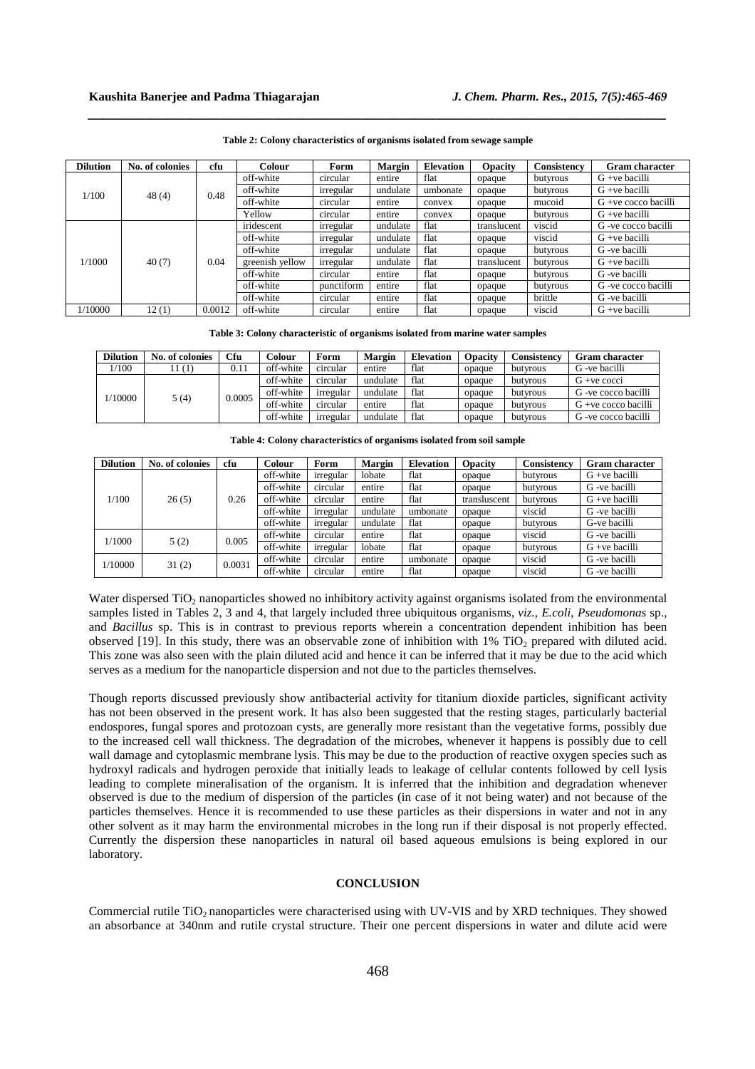**Table 2: Colony characteristics of organisms isolated from sewage sample**

| Dilution | No. of colonies | cfu | Colour | Form | Margin | Elevation | Opacity | Consistency | Gram character |
|---|---|---|---|---|---|---|---|---|---|
| 1/100 | 48 (4) | 0.48 | off-white | circular | entire | flat | opaque | butyrous | G +ve bacilli |
| | | | off-white | irregular | undulate | umbonate | opaque | butyrous | G +ve bacilli |
| | | | off-white | circular | entire | convex | opaque | mucoid | G +ve cocco bacilli |
| | | | Yellow | circular | entire | convex | opaque | butyrous | G +ve bacilli |
| 1/1000 | 40 (7) | 0.04 | iridescent | irregular | undulate | flat | translucent | viscid | G -ve cocco bacilli |
| | | | off-white | irregular | undulate | flat | opaque | viscid | G +ve bacilli |
| | | | off-white | irregular | undulate | flat | opaque | butyrous | G -ve bacilli |
| | | | greenish yellow | irregular | undulate | flat | translucent | butyrous | G +ve bacilli |
| | | | off-white | circular | entire | flat | opaque | butyrous | G -ve bacilli |
| | | | off-white | punctiform | entire | flat | opaque | butyrous | G -ve cocco bacilli |
| | | | off-white | circular | entire | flat | opaque | brittle | G -ve bacilli |
| 1/10000 | 12 (1) | 0.0012 | off-white | circular | entire | flat | opaque | viscid | G +ve bacilli |

**Table 3: Colony characteristic of organisms isolated from marine water samples**

| Dilution | No. of colonies | Cfu | Colour | Form | Margin | Elevation | Opacity | Consistency | Gram character |
|---|---|---|---|---|---|---|---|---|---|
| 1/100 | 11 (1) | 0.11 | off-white | circular | entire | flat | opaque | butyrous | G -ve bacilli |
| 1/10000 | 5 (4) | 0.0005 | off-white | circular | undulate | flat | opaque | butyrous | G +ve cocci |
| | | | off-white | irregular | undulate | flat | opaque | butyrous | G -ve cocco bacilli |
| | | | off-white | circular | entire | flat | opaque | butyrous | G +ve cocco bacilli |
| | | | off-white | irregular | undulate | flat | opaque | butyrous | G -ve cocco bacilli |

**Table 4: Colony characteristics of organisms isolated from soil sample**

| Dilution | No. of colonies | cfu | Colour | Form | Margin | Elevation | Opacity | Consistency | Gram character |
|---|---|---|---|---|---|---|---|---|---|
| 1/100 | 26 (5) | 0.26 | off-white | irregular | lobate | flat | opaque | butyrous | G +ve bacilli |
| | | | off-white | circular | entire | flat | opaque | butyrous | G -ve bacilli |
| | | | off-white | circular | entire | flat | transluscent | butyrous | G +ve bacilli |
| | | | off-white | irregular | undulate | umbonate | opaque | viscid | G -ve bacilli |
| | | | off-white | irregular | undulate | flat | opaque | butyrous | G-ve bacilli |
| 1/1000 | 5 (2) | 0.005 | off-white | circular | entire | flat | opaque | viscid | G -ve bacilli |
| | | | off-white | irregular | lobate | flat | opaque | butyrous | G +ve bacilli |
| 1/10000 | 31 (2) | 0.0031 | off-white | circular | entire | umbonate | opaque | viscid | G -ve bacilli |
| | | | off-white | circular | entire | flat | opaque | viscid | G -ve bacilli |

Water dispersed $TiO_2$ nanoparticles showed no inhibitory activity against organisms isolated from the environmental samples listed in Tables 2, 3 and 4, that largely included three ubiquitous organisms, *viz., E.coli*, *Pseudomonas* sp., and *Bacillus* sp. This is in contrast to previous reports wherein a concentration dependent inhibition has been observed [19]. In this study, there was an observable zone of inhibition with 1% $TiO_2$ prepared with diluted acid. This zone was also seen with the plain diluted acid and hence it can be inferred that it may be due to the acid which serves as a medium for the nanoparticle dispersion and not due to the particles themselves.

Though reports discussed previously show antibacterial activity for titanium dioxide particles, significant activity has not been observed in the present work. It has also been suggested that the resting stages, particularly bacterial endospores, fungal spores and protozoan cysts, are generally more resistant than the vegetative forms, possibly due to the increased cell wall thickness. The degradation of the microbes, whenever it happens is possibly due to cell wall damage and cytoplasmic membrane lysis. This may be due to the production of reactive oxygen species such as hydroxyl radicals and hydrogen peroxide that initially leads to leakage of cellular contents followed by cell lysis leading to complete mineralisation of the organism. It is inferred that the inhibition and degradation whenever observed is due to the medium of dispersion of the particles (in case of it not being water) and not because of the particles themselves. Hence it is recommended to use these particles as their dispersions in water and not in any other solvent as it may harm the environmental microbes in the long run if their disposal is not properly effected. Currently the dispersion these nanoparticles in natural oil based aqueous emulsions is being explored in our laboratory.

## CONCLUSION

Commercial rutile $TiO_2$ nanoparticles were characterised using with UV-VIS and by XRD techniques. They showed an absorbance at 340nm and rutile crystal structure. Their one percent dispersions in water and dilute acid were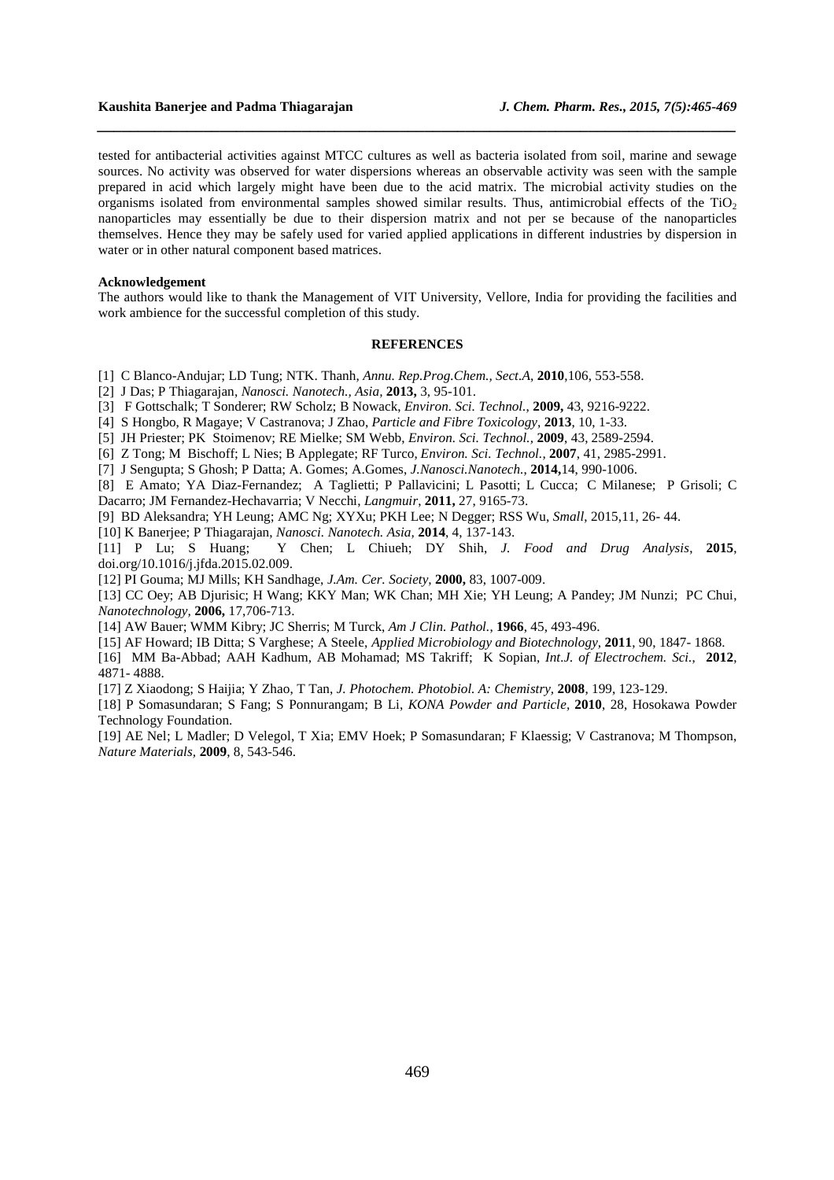tested for antibacterial activities against MTCC cultures as well as bacteria isolated from soil, marine and sewage sources. No activity was observed for water dispersions whereas an observable activity was seen with the sample prepared in acid which largely might have been due to the acid matrix. The microbial activity studies on the organisms isolated from environmental samples showed similar results. Thus, antimicrobial effects of the $TiO_2$ nanoparticles may essentially be due to their dispersion matrix and not per se because of the nanoparticles themselves. Hence they may be safely used for varied applied applications in different industries by dispersion in water or in other natural component based matrices.

**Acknowledgement**

The authors would like to thank the Management of VIT University, Vellore, India for providing the facilities and work ambience for the successful completion of this study.

## REFERENCES

[1] C Blanco-Andujar; LD Tung; NTK. Thanh, *Annu. Rep.Prog.Chem., Sect.A*, **2010**,106, 553-558.

[2] J Das; P Thiagarajan, *Nanosci. Nanotech., Asia,* **2013,** 3, 95-101.

[3] F Gottschalk; T Sonderer; RW Scholz; B Nowack, *Environ. Sci. Technol.*, **2009,** 43, 9216-9222.

[4] S Hongbo, R Magaye; V Castranova; J Zhao, *Particle and Fibre Toxicology*, **2013**, 10, 1-33.

[5] JH Priester; PK Stoimenov; RE Mielke; SM Webb, *Environ. Sci. Technol.,* **2009**, 43, 2589-2594.

[6] Z Tong; M Bischoff; L Nies; B Applegate; RF Turco, *Environ. Sci. Technol.,* **2007**, 41, 2985-2991.

[7] J Sengupta; S Ghosh; P Datta; A. Gomes; A.Gomes, *J.Nanosci.Nanotech.*, **2014,**14, 990-1006.

[8] E Amato; YA Diaz-Fernandez; A Taglietti; P Pallavicini; L Pasotti; L Cucca; C Milanese; P Grisoli; C Dacarro; JM Fernandez-Hechavarria; V Necchi, *Langmuir*, **2011,** 27, 9165-73.

[9] BD Aleksandra; YH Leung; AMC Ng; XYXu; PKH Lee; N Degger; RSS Wu, *Small*, 2015,11, 26- 44.

[10] K Banerjee; P Thiagarajan, *Nanosci. Nanotech. Asia,* **2014**, 4, 137-143.

[11] P Lu; S Huang; Y Chen; L Chiueh; DY Shih, *J. Food and Drug Analysis*, **2015**, doi.org/10.1016/j.jfda.2015.02.009.

[12] PI Gouma; MJ Mills; KH Sandhage, *J.Am. Cer. Society,* **2000,** 83, 1007-009.

[13] CC Oey; AB Djurisic; H Wang; KKY Man; WK Chan; MH Xie; YH Leung; A Pandey; JM Nunzi; PC Chui, *Nanotechnology,* **2006,** 17,706-713.

[14] AW Bauer; WMM Kibry; JC Sherris; M Turck, *Am J Clin. Pathol.*, **1966**, 45, 493-496.

[15] AF Howard; IB Ditta; S Varghese; A Steele, *Applied Microbiology and Biotechnology,* **2011**, 90, 1847- 1868.

[16] MM Ba-Abbad; AAH Kadhum, AB Mohamad; MS Takriff; K Sopian, *Int.J. of Electrochem. Sci.,* **2012**, 4871- 4888.

[17] Z Xiaodong; S Haijia; Y Zhao, T Tan, *J. Photochem. Photobiol. A: Chemistry*, **2008**, 199, 123-129.

[18] P Somasundaran; S Fang; S Ponnurangam; B Li, *KONA Powder and Particle,* **2010**, 28, Hosokawa Powder Technology Foundation.

[19] AE Nel; L Madler; D Velegol, T Xia; EMV Hoek; P Somasundaran; F Klaessig; V Castranova; M Thompson, *Nature Materials*, **2009**, 8, 543-546.